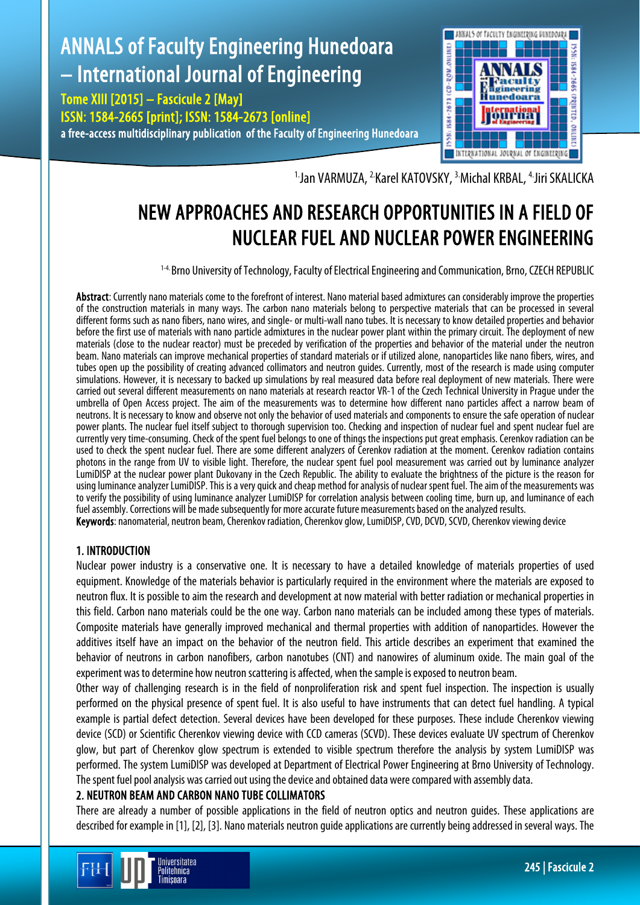[1.]Jan VARMUZA, [2.]Karel KATOVSKY, [3.]Michal KRBAL, [4.]Jiri SKALICKA

# NEW APPROACHES AND RESEARCH OPPORTUNITIES IN A FIELD OF NUCLEAR FUEL AND NUCLEAR POWER ENGINEERING

[1-4.] Brno University of Technology, Faculty of Electrical Engineering and Communication, Brno, CZECH REPUBLIC

**Abstract**: Currently nano materials come to the forefront of interest. Nano material based admixtures can considerably improve the properties of the construction materials in many ways. The carbon nano materials belong to perspective materials that can be processed in several different forms such as nano fibers, nano wires, and single- or multi-wall nano tubes. It is necessary to know detailed properties and behavior before the first use of materials with nano particle admixtures in the nuclear power plant within the primary circuit. The deployment of new materials (close to the nuclear reactor) must be preceded by verification of the properties and behavior of the material under the neutron beam. Nano materials can improve mechanical properties of standard materials or if utilized alone, nanoparticles like nano fibers, wires, and tubes open up the possibility of creating advanced collimators and neutron guides. Currently, most of the research is made using computer simulations. However, it is necessary to backed up simulations by real measured data before real deployment of new materials. There were carried out several different measurements on nano materials at research reactor VR-1 of the Czech Technical University in Prague under the umbrella of Open Access project. The aim of the measurements was to determine how different nano particles affect a narrow beam of neutrons. It is necessary to know and observe not only the behavior of used materials and components to ensure the safe operation of nuclear power plants. The nuclear fuel itself subject to thorough supervision too. Checking and inspection of nuclear fuel and spent nuclear fuel are currently very time-consuming. Check of the spent fuel belongs to one of things the inspections put great emphasis. Cerenkov radiation can be used to check the spent nuclear fuel. There are some different analyzers of Cerenkov radiation at the moment. Cerenkov radiation contains photons in the range from UV to visible light. Therefore, the nuclear spent fuel pool measurement was carried out by luminance analyzer LumiDISP at the nuclear power plant Dukovany in the Czech Republic. The ability to evaluate the brightness of the picture is the reason for using luminance analyzer LumiDISP. This is a very quick and cheap method for analysis of nuclear spent fuel. The aim of the measurements was to verify the possibility of using luminance analyzer LumiDISP for correlation analysis between cooling time, burn up, and luminance of each fuel assembly. Corrections will be made subsequently for more accurate future measurements based on the analyzed results.

**Keywords**: nanomaterial, neutron beam, Cherenkov radiation, Cherenkov glow, LumiDISP, CVD, DCVD, SCVD, Cherenkov viewing device

## 1. INTRODUCTION

Nuclear power industry is a conservative one. It is necessary to have a detailed knowledge of materials properties of used equipment. Knowledge of the materials behavior is particularly required in the environment where the materials are exposed to neutron flux. It is possible to aim the research and development at now material with better radiation or mechanical properties in this field. Carbon nano materials could be the one way. Carbon nano materials can be included among these types of materials. Composite materials have generally improved mechanical and thermal properties with addition of nanoparticles. However the additives itself have an impact on the behavior of the neutron field. This article describes an experiment that examined the behavior of neutrons in carbon nanofibers, carbon nanotubes (CNT) and nanowires of aluminum oxide. The main goal of the experiment was to determine how neutron scattering is affected, when the sample is exposed to neutron beam.

Other way of challenging research is in the field of nonproliferation risk and spent fuel inspection. The inspection is usually performed on the physical presence of spent fuel. It is also useful to have instruments that can detect fuel handling. A typical example is partial defect detection. Several devices have been developed for these purposes. These include Cherenkov viewing device (SCD) or Scientific Cherenkov viewing device with CCD cameras (SCVD). These devices evaluate UV spectrum of Cherenkov glow, but part of Cherenkov glow spectrum is extended to visible spectrum therefore the analysis by system LumiDISP was performed. The system LumiDISP was developed at Department of Electrical Power Engineering at Brno University of Technology. The spent fuel pool analysis was carried out using the device and obtained data were compared with assembly data.

## 2. NEUTRON BEAM AND CARBON NANO TUBE COLLIMATORS

There are already a number of possible applications in the field of neutron optics and neutron guides. These applications are described for example in [1], [2], [3]. Nano materials neutron guide applications are currently being addressed in several ways. The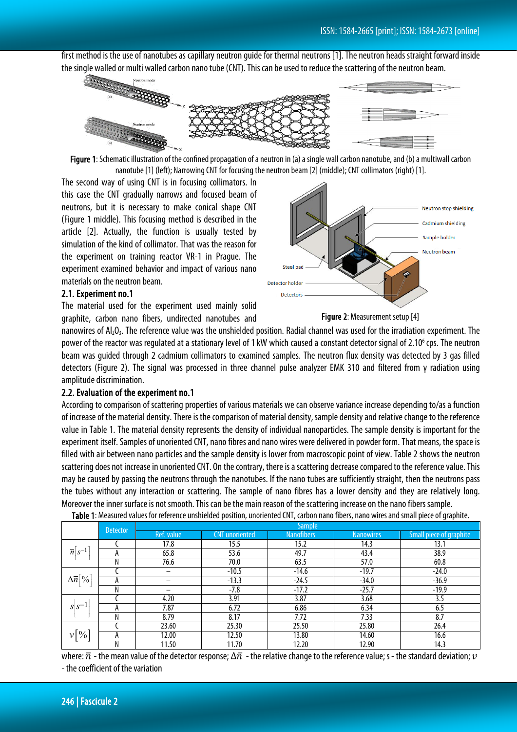first method is the use of nanotubes as capillary neutron guide for thermal neutrons [1]. The neutron heads straight forward inside the single walled or multi walled carbon nano tube (CNT). This can be used to reduce the scattering of the neutron beam.

**Figure 1**: Schematic illustration of the confined propagation of a neutron in (a) a single wall carbon nanotube, and (b) a multiwall carbon nanotube [1] (left); Narrowing CNT for focusing the neutron beam [2] (middle); CNT collimators (right) [1].

The second way of using CNT is in focusing collimators. In this case the CNT gradually narrows and focused beam of neutrons, but it is necessary to make conical shape CNT (Figure 1 middle). This focusing method is described in the article [2]. Actually, the function is usually tested by simulation of the kind of collimator. That was the reason for the experiment on training reactor VR-1 in Prague. The experiment examined behavior and impact of various nano materials on the neutron beam.

**Figure 2**: Measurement setup [4]

## 2.1. Experiment no.1

The material used for the experiment used mainly solid graphite, carbon nano fibers, undirected nanotubes and nanowires of $Al_2O_3$. The reference value was the unshielded position. Radial channel was used for the irradiation experiment. The power of the reactor was regulated at a stationary level of 1 kW which caused a constant detector signal of $2.10^6$ cps. The neutron beam was guided through 2 cadmium collimators to examined samples. The neutron flux density was detected by 3 gas filled detectors (Figure 2). The signal was processed in three channel pulse analyzer EMK 310 and filtered from γ radiation using amplitude discrimination.

## 2.2. Evaluation of the experiment no.1

According to comparison of scattering properties of various materials we can observe variance increase depending to/as a function of increase of the material density. There is the comparison of material density, sample density and relative change to the reference value in Table 1. The material density represents the density of individual nanoparticles. The sample density is important for the experiment itself. Samples of unoriented CNT, nano fibres and nano wires were delivered in powder form. That means, the space is filled with air between nano particles and the sample density is lower from macroscopic point of view. Table 2 shows the neutron scattering does not increase in unoriented CNT. On the contrary, there is a scattering decrease compared to the reference value. This may be caused by passing the neutrons through the nanotubes. If the nano tubes are sufficiently straight, then the neutrons pass the tubes without any interaction or scattering. The sample of nano fibres has a lower density and they are relatively long. Moreover the inner surface is not smooth. This can be the main reason of the scattering increase on the nano fibers sample.

**Table 1**: Measured values for reference unshielded position, unoriented CNT, carbon nano fibers, nano wires and small piece of graphite.

| | Detector | Sample | | | | |
|---|---|---|---|---|---|---|
| | | Ref. value | CNT unoriented | Nanofibers | Nanowires | Small piece of graphite |
| $\bar{n}[s^{-1}]$ | C | 17.8 | 15.5 | 15.2 | 14.3 | 13.1 |
| | A | 65.8 | 53.6 | 49.7 | 43.4 | 38.9 |
| | N | 76.6 | 70.0 | 63.5 | 57.0 | 60.8 |
| $\Delta\bar{n}[\%]$ | C | – | -10.5 | -14.6 | -19.7 | -24.0 |
| | A | – | -13.3 | -24.5 | -34.0 | -36.9 |
| | N | – | -7.8 | -17.2 | -25.7 | -19.9 |
| $s[s^{-1}]$ | C | 4.20 | 3.91 | 3.87 | 3.68 | 3.5 |
| | A | 7.87 | 6.72 | 6.86 | 6.34 | 6.5 |
| | N | 8.79 | 8.17 | 7.72 | 7.33 | 8.7 |
| $v[\%]$ | C | 23.60 | 25.30 | 25.50 | 25.80 | 26.4 |
| | A | 12.00 | 12.50 | 13.80 | 14.60 | 16.6 |
| | N | 11.50 | 11.70 | 12.20 | 12.90 | 14.3 |

where: $\bar{n}$ - the mean value of the detector response; $\Delta\bar{n}$ - the relative change to the reference value; s - the standard deviation; $v$ - the coefficient of the variation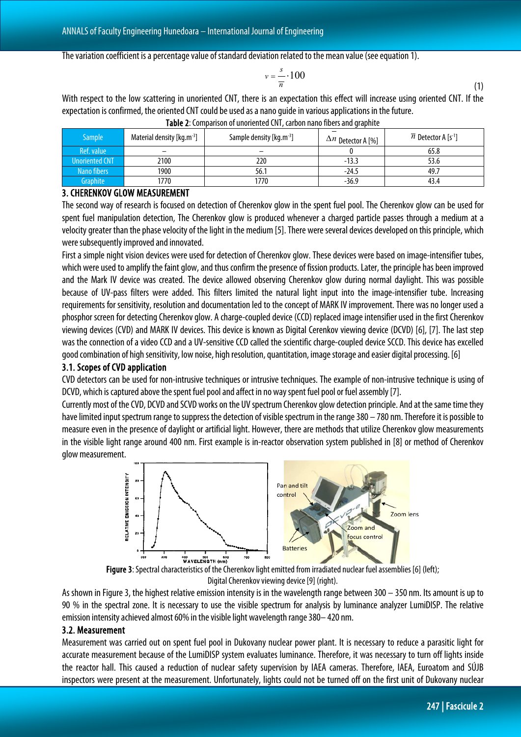The variation coefficient is a percentage value of standard deviation related to the mean value (see equation 1).

$$v = \frac{s}{\overline{n}} \cdot 100 \quad (1)$$

With respect to the low scattering in unoriented CNT, there is an expectation this effect will increase using oriented CNT. If the expectation is confirmed, the oriented CNT could be used as a nano guide in various applications in the future.

**Table 2**: Comparison of unoriented CNT, carbon nano fibers and graphite

| Sample | Material density [kg.m$^{-3}$] | Sample density [kg.m$^{-3}$] | $\Delta\overline{n}$ Detector A [%] | $\overline{n}$ Detector A [s$^{-1}$] |
|---|---|---|---|---|
| Ref. value | – | – | 0 | 65.8 |
| Unoriented CNT | 2100 | 220 | -13.3 | 53.6 |
| Nano fibers | 1900 | 56.1 | -24.5 | 49.7 |
| Graphite | 1770 | 1770 | -36.9 | 43.4 |

## 3. CHERENKOV GLOW MEASUREMENT

The second way of research is focused on detection of Cherenkov glow in the spent fuel pool. The Cherenkov glow can be used for spent fuel manipulation detection, The Cherenkov glow is produced whenever a charged particle passes through a medium at a velocity greater than the phase velocity of the light in the medium [5]. There were several devices developed on this principle, which were subsequently improved and innovated.

First a simple night vision devices were used for detection of Cherenkov glow. These devices were based on image-intensifier tubes, which were used to amplify the faint glow, and thus confirm the presence of fission products. Later, the principle has been improved and the Mark IV device was created. The device allowed observing Cherenkov glow during normal daylight. This was possible because of UV-pass filters were added. This filters limited the natural light input into the image-intensifier tube. Increasing requirements for sensitivity, resolution and documentation led to the concept of MARK IV improvement. There was no longer used a phosphor screen for detecting Cherenkov glow. A charge-coupled device (CCD) replaced image intensifier used in the first Cherenkov viewing devices (CVD) and MARK IV devices. This device is known as Digital Cerenkov viewing device (DCVD) [6], [7]. The last step was the connection of a video CCD and a UV-sensitive CCD called the scientific charge-coupled device SCCD. This device has excelled good combination of high sensitivity, low noise, high resolution, quantitation, image storage and easier digital processing. [6]

### 3.1. Scopes of CVD application

CVD detectors can be used for non-intrusive techniques or intrusive techniques. The example of non-intrusive technique is using of DCVD, which is captured above the spent fuel pool and affect in no way spent fuel pool or fuel assembly [7].

Currently most of the CVD, DCVD and SCVD works on the UV spectrum Cherenkov glow detection principle. And at the same time they have limited input spectrum range to suppress the detection of visible spectrum in the range 380 – 780 nm. Therefore it is possible to measure even in the presence of daylight or artificial light. However, there are methods that utilize Cherenkov glow measurements in the visible light range around 400 nm. First example is in-reactor observation system published in [8] or method of Cherenkov glow measurement.

RELATIVE EMISSION INTENSITY

WAVELENGTH (nm)

Pan and tilt control

Zoom lens

Zoom and focus control

Batteries

**Figure 3**: Spectral characteristics of the Cherenkov light emitted from irradiated nuclear fuel assemblies [6] (left); Digital Cherenkov viewing device [9] (right).

As shown in Figure 3, the highest relative emission intensity is in the wavelength range between 300 – 350 nm. Its amount is up to 90 % in the spectral zone. It is necessary to use the visible spectrum for analysis by luminance analyzer LumiDISP. The relative emission intensity achieved almost 60% in the visible light wavelength range 380– 420 nm.

### 3.2. Measurement

Measurement was carried out on spent fuel pool in Dukovany nuclear power plant. It is necessary to reduce a parasitic light for accurate measurement because of the LumiDISP system evaluates luminance. Therefore, it was necessary to turn off lights inside the reactor hall. This caused a reduction of nuclear safety supervision by IAEA cameras. Therefore, IAEA, Euroatom and SÚJB inspectors were present at the measurement. Unfortunately, lights could not be turned off on the first unit of Dukovany nuclear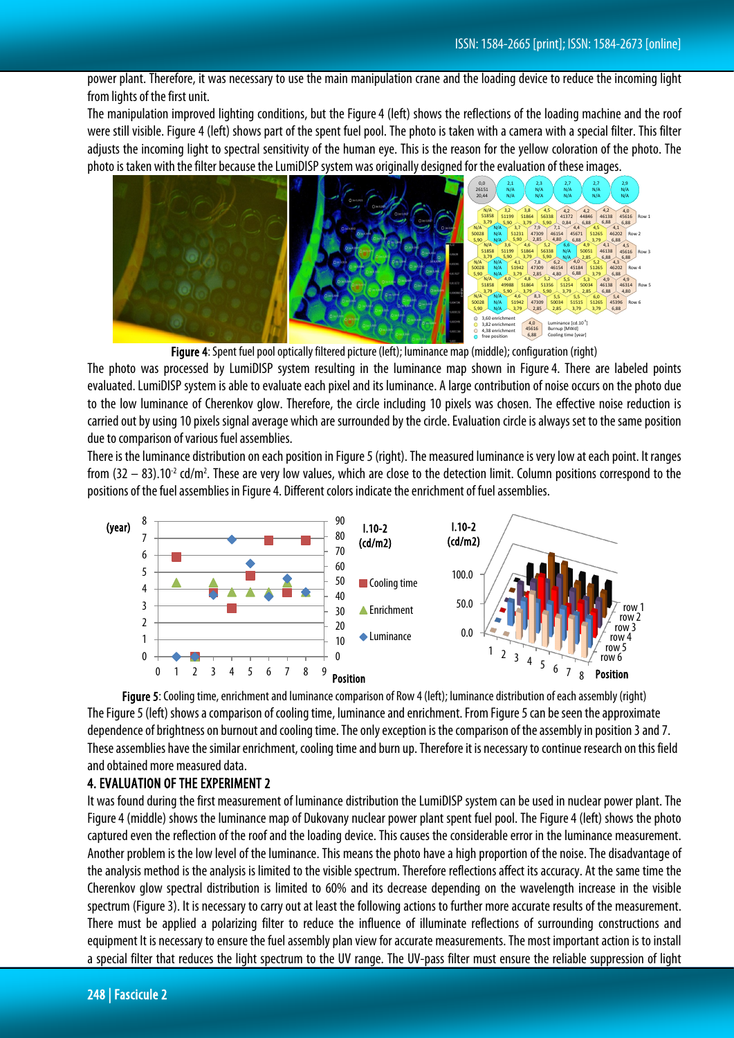power plant. Therefore, it was necessary to use the main manipulation crane and the loading device to reduce the incoming light from lights of the first unit.

The manipulation improved lighting conditions, but the Figure 4 (left) shows the reflections of the loading machine and the roof were still visible. Figure 4 (left) shows part of the spent fuel pool. The photo is taken with a camera with a special filter. This filter adjusts the incoming light to spectral sensitivity of the human eye. This is the reason for the yellow coloration of the photo. The photo is taken with the filter because the LumiDISP system was originally designed for the evaluation of these images.

**Figure 4**: Spent fuel pool optically filtered picture (left); luminance map (middle); configuration (right)

The photo was processed by LumiDISP system resulting in the luminance map shown in Figure 4. There are labeled points evaluated. LumiDISP system is able to evaluate each pixel and its luminance. A large contribution of noise occurs on the photo due to the low luminance of Cherenkov glow. Therefore, the circle including 10 pixels was chosen. The effective noise reduction is carried out by using 10 pixels signal average which are surrounded by the circle. Evaluation circle is always set to the same position due to comparison of various fuel assemblies.

There is the luminance distribution on each position in Figure 5 (right). The measured luminance is very low at each point. It ranges from (32 – 83).$10^{-2}$ cd/m$^2$. These are very low values, which are close to the detection limit. Column positions correspond to the positions of the fuel assemblies in Figure 4. Different colors indicate the enrichment of fuel assemblies.

**Figure 5**: Cooling time, enrichment and luminance comparison of Row 4 (left); luminance distribution of each assembly (right)

The Figure 5 (left) shows a comparison of cooling time, luminance and enrichment. From Figure 5 can be seen the approximate dependence of brightness on burnout and cooling time. The only exception is the comparison of the assembly in position 3 and 7. These assemblies have the similar enrichment, cooling time and burn up. Therefore it is necessary to continue research on this field and obtained more measured data.

## 4. EVALUATION OF THE EXPERIMENT 2

It was found during the first measurement of luminance distribution the LumiDISP system can be used in nuclear power plant. The Figure 4 (middle) shows the luminance map of Dukovany nuclear power plant spent fuel pool. The Figure 4 (left) shows the photo captured even the reflection of the roof and the loading device. This causes the considerable error in the luminance measurement. Another problem is the low level of the luminance. This means the photo have a high proportion of the noise. The disadvantage of the analysis method is the analysis is limited to the visible spectrum. Therefore reflections affect its accuracy. At the same time the Cherenkov glow spectral distribution is limited to 60% and its decrease depending on the wavelength increase in the visible spectrum (Figure 3). It is necessary to carry out at least the following actions to further more accurate results of the measurement. There must be applied a polarizing filter to reduce the influence of illuminate reflections of surrounding constructions and equipment It is necessary to ensure the fuel assembly plan view for accurate measurements. The most important action is to install a special filter that reduces the light spectrum to the UV range. The UV-pass filter must ensure the reliable suppression of light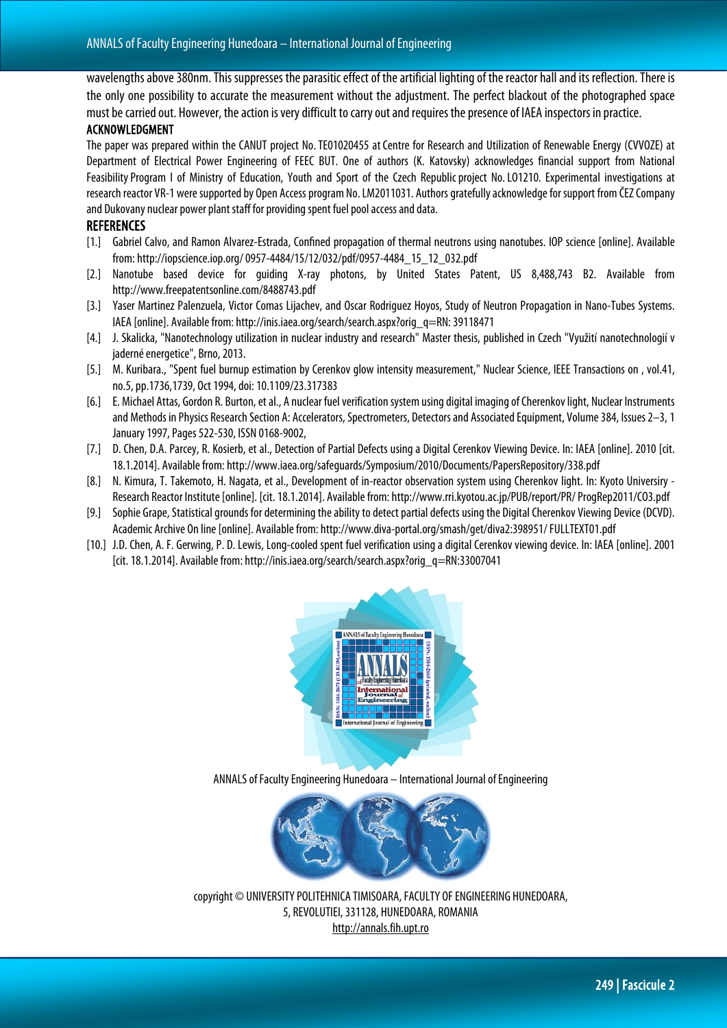wavelengths above 380nm. This suppresses the parasitic effect of the artificial lighting of the reactor hall and its reflection. There is the only one possibility to accurate the measurement without the adjustment. The perfect blackout of the photographed space must be carried out. However, the action is very difficult to carry out and requires the presence of IAEA inspectors in practice.

## ACKNOWLEDGMENT

The paper was prepared within the CANUT project No. TE01020455 at Centre for Research and Utilization of Renewable Energy (CVVOZE) at Department of Electrical Power Engineering of FEEC BUT. One of authors (K. Katovsky) acknowledges financial support from National Feasibility Program I of Ministry of Education, Youth and Sport of the Czech Republic project No. LO1210. Experimental investigations at research reactor VR-1 were supported by Open Access program No. LM2011031. Authors gratefully acknowledge for support from ČEZ Company and Dukovany nuclear power plant staff for providing spent fuel pool access and data.

## REFERENCES

[1.] Gabriel Calvo, and Ramon Alvarez-Estrada, Confined propagation of thermal neutrons using nanotubes. IOP science [online]. Available from: http://iopscience.iop.org/ 0957-4484/15/12/032/pdf/0957-4484_15_12_032.pdf

[2.] Nanotube based device for guiding X-ray photons, by United States Patent, US 8,488,743 B2. Available from http://www.freepatentsonline.com/8488743.pdf

[3.] Yaser Martinez Palenzuela, Victor Comas Lijachev, and Oscar Rodriguez Hoyos, Study of Neutron Propagation in Nano-Tubes Systems. IAEA [online]. Available from: http://inis.iaea.org/search/search.aspx?orig_q=RN: 39118471

[4.] J. Skalicka, "Nanotechnology utilization in nuclear industry and research" Master thesis, published in Czech "Využití nanotechnologií v jaderné energetice", Brno, 2013.

[5.] M. Kuribara., "Spent fuel burnup estimation by Cerenkov glow intensity measurement," Nuclear Science, IEEE Transactions on , vol.41, no.5, pp.1736,1739, Oct 1994, doi: 10.1109/23.317383

[6.] E. Michael Attas, Gordon R. Burton, et al., A nuclear fuel verification system using digital imaging of Cherenkov light, Nuclear Instruments and Methods in Physics Research Section A: Accelerators, Spectrometers, Detectors and Associated Equipment, Volume 384, Issues 2–3, 1 January 1997, Pages 522-530, ISSN 0168-9002,

[7.] D. Chen, D.A. Parcey, R. Kosierb, et al., Detection of Partial Defects using a Digital Cerenkov Viewing Device. In: IAEA [online]. 2010 [cit. 18.1.2014]. Available from: http://www.iaea.org/safeguards/Symposium/2010/Documents/PapersRepository/338.pdf

[8.] N. Kimura, T. Takemoto, H. Nagata, et al., Development of in-reactor observation system using Cherenkov light. In: Kyoto University - Research Reactor Institute [online]. [cit. 18.1.2014]. Available from: http://www.rri.kyotou.ac.jp/PUB/report/PR/ ProgRep2011/CO3.pdf

[9.] Sophie Grape, Statistical grounds for determining the ability to detect partial defects using the Digital Cherenkov Viewing Device (DCVD). Academic Archive On line [online]. Available from: http://www.diva-portal.org/smash/get/diva2:398951/ FULLTEXT01.pdf

[10.] J.D. Chen, A. F. Gerwing, P. D. Lewis, Long-cooled spent fuel verification using a digital Cerenkov viewing device. In: IAEA [online]. 2001 [cit. 18.1.2014]. Available from: http://inis.iaea.org/search/search.aspx?orig_q=RN:33007041

ANNALS of Faculty Engineering Hunedoara – International Journal of Engineering

copyright © UNIVERSITY POLITEHNICA TIMISOARA, FACULTY OF ENGINEERING HUNEDOARA, 5, REVOLUTIEI, 331128, HUNEDOARA, ROMANIA
http://annals.fih.upt.ro